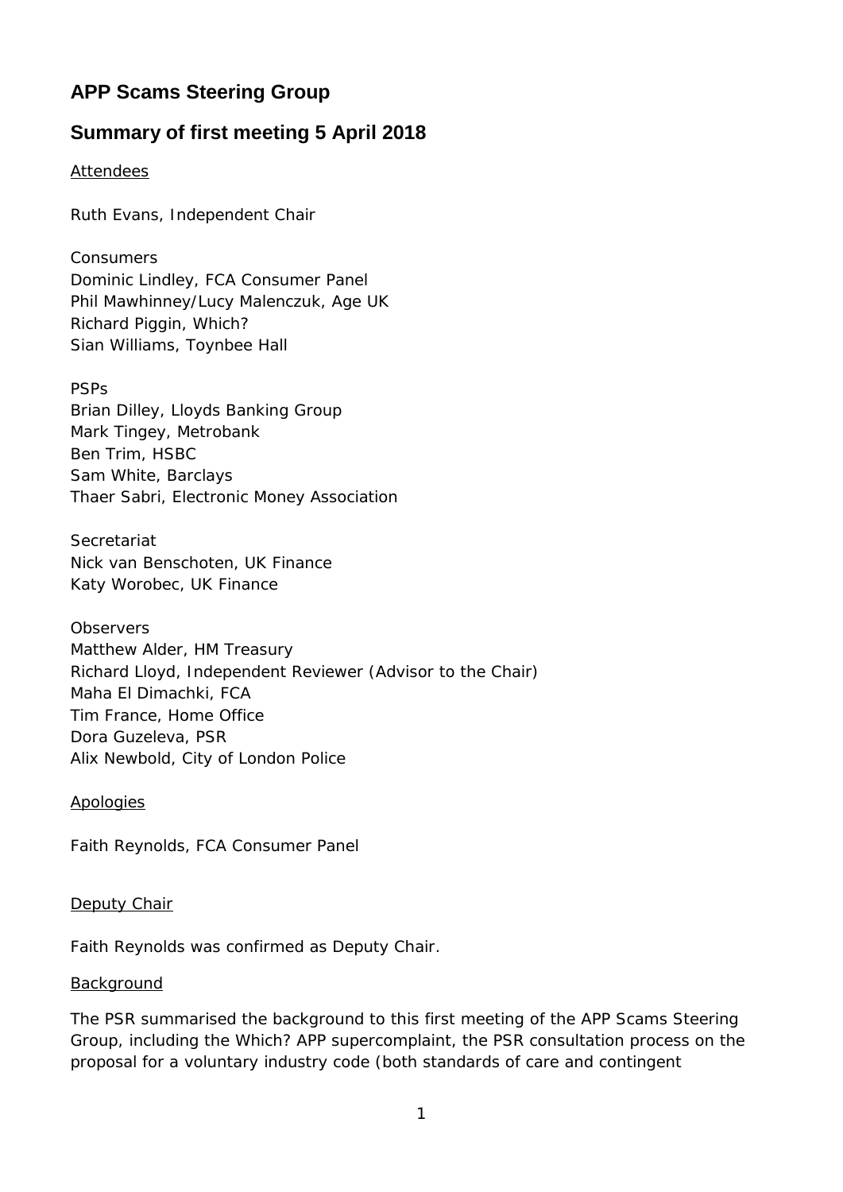# APP Scams Steering Group

## Summary of first meeting 5 April 2018

Attendees

Ruth Evans, Independent Chair

Consumers
Dominic Lindley, FCA Consumer Panel
Phil Mawhinney/Lucy Malenczuk, Age UK
Richard Piggin, Which?
Sian Williams, Toynbee Hall

PSPs
Brian Dilley, Lloyds Banking Group
Mark Tingey, Metrobank
Ben Trim, HSBC
Sam White, Barclays
Thaer Sabri, Electronic Money Association

Secretariat
Nick van Benschoten, UK Finance
Katy Worobec, UK Finance

Observers
Matthew Alder, HM Treasury
Richard Lloyd, Independent Reviewer (Advisor to the Chair)
Maha El Dimachki, FCA
Tim France, Home Office
Dora Guzeleva, PSR
Alix Newbold, City of London Police

Apologies

Faith Reynolds, FCA Consumer Panel

Deputy Chair

Faith Reynolds was confirmed as Deputy Chair.

Background

The PSR summarised the background to this first meeting of the APP Scams Steering Group, including the Which? APP supercomplaint, the PSR consultation process on the proposal for a voluntary industry code (both standards of care and contingent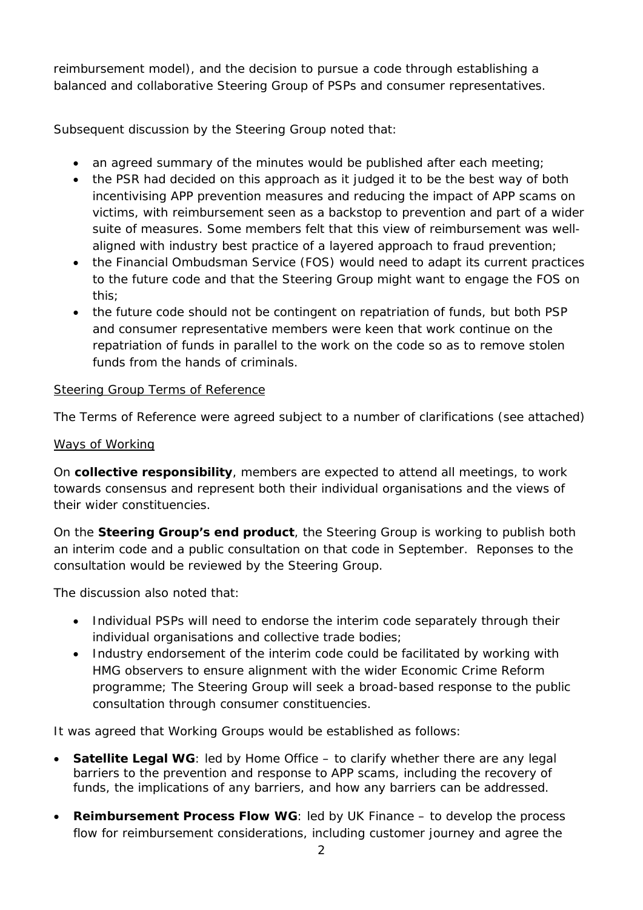reimbursement model), and the decision to pursue a code through establishing a balanced and collaborative Steering Group of PSPs and consumer representatives.

Subsequent discussion by the Steering Group noted that:

- an agreed summary of the minutes would be published after each meeting;
- the PSR had decided on this approach as it judged it to be the best way of both incentivising APP prevention measures and reducing the impact of APP scams on victims, with reimbursement seen as a backstop to prevention and part of a wider suite of measures. Some members felt that this view of reimbursement was well-aligned with industry best practice of a layered approach to fraud prevention;
- the Financial Ombudsman Service (FOS) would need to adapt its current practices to the future code and that the Steering Group might want to engage the FOS on this;
- the future code should not be contingent on repatriation of funds, but both PSP and consumer representative members were keen that work continue on the repatriation of funds in parallel to the work on the code so as to remove stolen funds from the hands of criminals.

<u>Steering Group Terms of Reference</u>

The Terms of Reference were agreed subject to a number of clarifications (see attached)

<u>Ways of Working</u>

On **collective responsibility**, members are expected to attend all meetings, to work towards consensus and represent both their individual organisations and the views of their wider constituencies.

On the **Steering Group's end product**, the Steering Group is working to publish both an interim code and a public consultation on that code in September. Reponses to the consultation would be reviewed by the Steering Group.

The discussion also noted that:

- Individual PSPs will need to endorse the interim code separately through their individual organisations and collective trade bodies;
- Industry endorsement of the interim code could be facilitated by working with HMG observers to ensure alignment with the wider Economic Crime Reform programme; The Steering Group will seek a broad-based response to the public consultation through consumer constituencies.

It was agreed that Working Groups would be established as follows:

- **Satellite Legal WG**: led by Home Office – to clarify whether there are any legal barriers to the prevention and response to APP scams, including the recovery of funds, the implications of any barriers, and how any barriers can be addressed.
- **Reimbursement Process Flow WG**: led by UK Finance – to develop the process flow for reimbursement considerations, including customer journey and agree the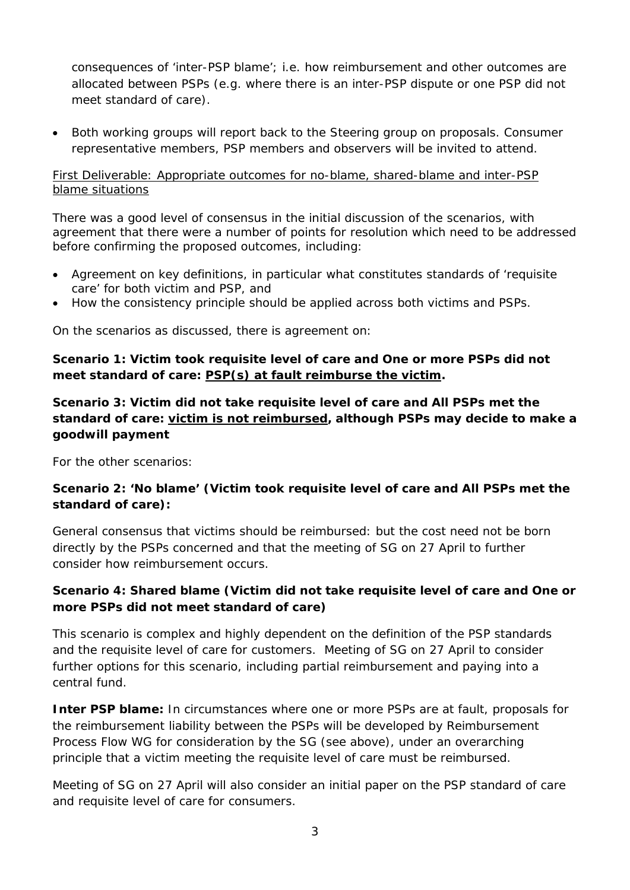consequences of 'inter-PSP blame'; i.e. how reimbursement and other outcomes are allocated between PSPs (e.g. where there is an inter-PSP dispute or one PSP did not meet standard of care).

- Both working groups will report back to the Steering group on proposals. Consumer representative members, PSP members and observers will be invited to attend.

<u>First Deliverable: Appropriate outcomes for no-blame, shared-blame and inter-PSP blame situations</u>

There was a good level of consensus in the initial discussion of the scenarios, with agreement that there were a number of points for resolution which need to be addressed before confirming the proposed outcomes, including:

- Agreement on key definitions, in particular what constitutes standards of 'requisite care' for both victim and PSP, and
- How the consistency principle should be applied across both victims and PSPs.

On the scenarios as discussed, there is agreement on:

**Scenario 1: Victim took requisite level of care and One or more PSPs did not meet standard of care: <u>PSP(s) at fault reimburse the victim</u>.**

**Scenario 3: Victim did not take requisite level of care and All PSPs met the standard of care: <u>victim is not reimbursed</u>, although PSPs may decide to make a goodwill payment**

For the other scenarios:

**Scenario 2: 'No blame' (Victim took requisite level of care and All PSPs met the standard of care):**

General consensus that victims should be reimbursed: but the cost need not be born directly by the PSPs concerned and that the meeting of SG on 27 April to further consider how reimbursement occurs.

**Scenario 4: Shared blame (Victim did not take requisite level of care and One or more PSPs did not meet standard of care)**

This scenario is complex and highly dependent on the definition of the PSP standards and the requisite level of care for customers. Meeting of SG on 27 April to consider further options for this scenario, including partial reimbursement and paying into a central fund.

**Inter PSP blame:** In circumstances where one or more PSPs are at fault, proposals for the reimbursement liability between the PSPs will be developed by Reimbursement Process Flow WG for consideration by the SG (see above), under an overarching principle that a victim meeting the requisite level of care must be reimbursed.

Meeting of SG on 27 April will also consider an initial paper on the PSP standard of care and requisite level of care for consumers.